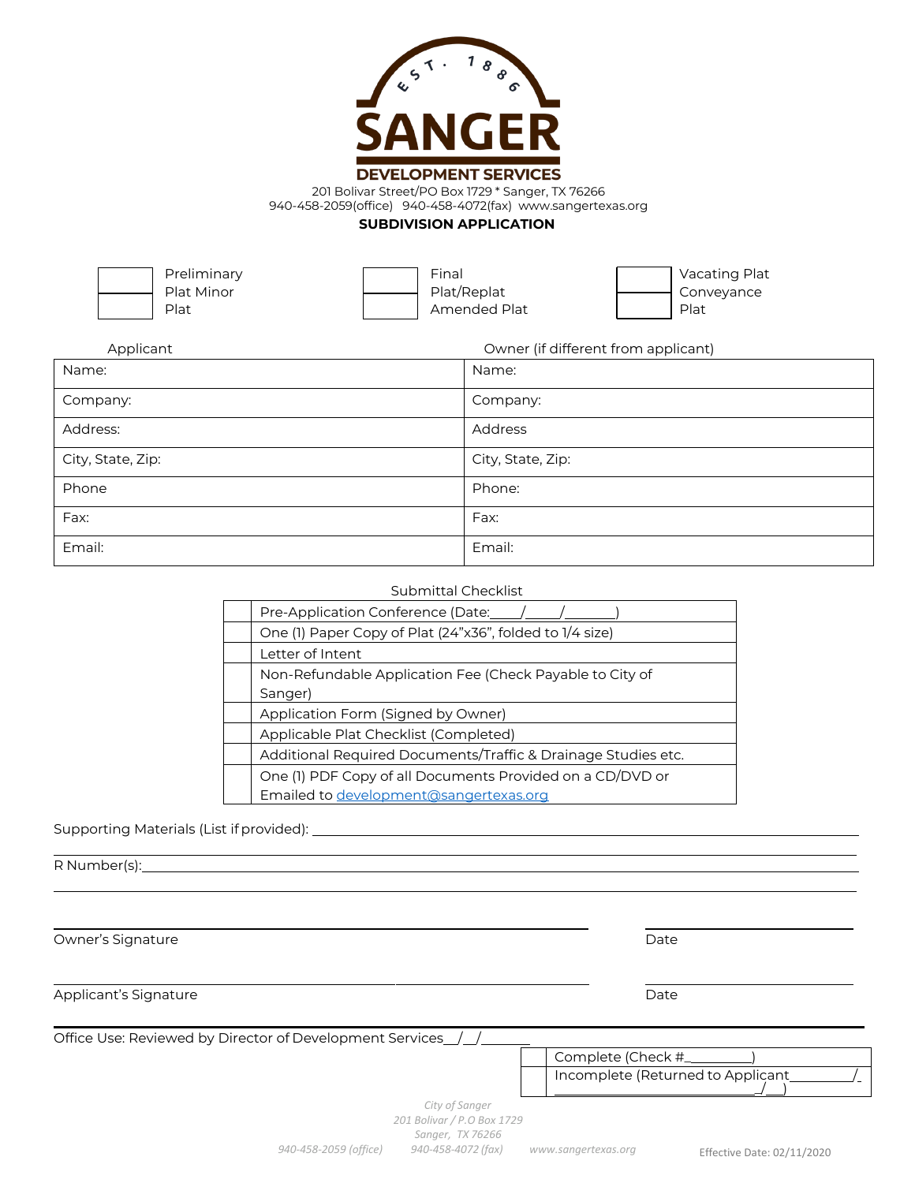SANGER

DEVELOPMENT SERVICES

201 Bolivar Street/PO Box 1729 * Sanger, TX 76266
940-458-2059(office) 940-458-4072(fax) www.sangertexas.org

**SUBDIVISION APPLICATION**

☐ Preliminary Plat  
☐ Minor Plat  
☐ Final Plat/Replat  
☐ Amended Plat  
☐ Vacating Plat  
☐ Conveyance Plat

| Applicant | Owner (if different from applicant) |
|---|---|
| Name: | Name: |
| Company: | Company: |
| Address: | Address |
| City, State, Zip: | City, State, Zip: |
| Phone | Phone: |
| Fax: | Fax: |
| Email: | Email: |

Submittal Checklist

| | |
|---|---|
| ☐ | Pre-Application Conference (Date:____/____/_______) |
| ☐ | One (1) Paper Copy of Plat (24"x36", folded to 1/4 size) |
| ☐ | Letter of Intent |
| ☐ | Non-Refundable Application Fee (Check Payable to City of Sanger) |
| ☐ | Application Form (Signed by Owner) |
| ☐ | Applicable Plat Checklist (Completed) |
| ☐ | Additional Required Documents/Traffic & Drainage Studies etc. |
| ☐ | One (1) PDF Copy of all Documents Provided on a CD/DVD or Emailed to development@sangertexas.org |

Supporting Materials (List if provided): ______________________________________________

R Number(s):______________________________________________

______________________________________________ ____________________
Owner's Signature Date

______________________________________________ ____________________
Applicant's Signature Date

Office Use: Reviewed by Director of Development Services__/__/______

| | |
|---|---|
| ☐ | Complete (Check #_________) |
| ☐ | Incomplete (Returned to Applicant_________/___/___) |

City of Sanger
201 Bolivar / P.O Box 1729
Sanger, TX 76266
940-458-2059 (office) 940-458-4072 (fax) www.sangertexas.org

Effective Date: 02/11/2020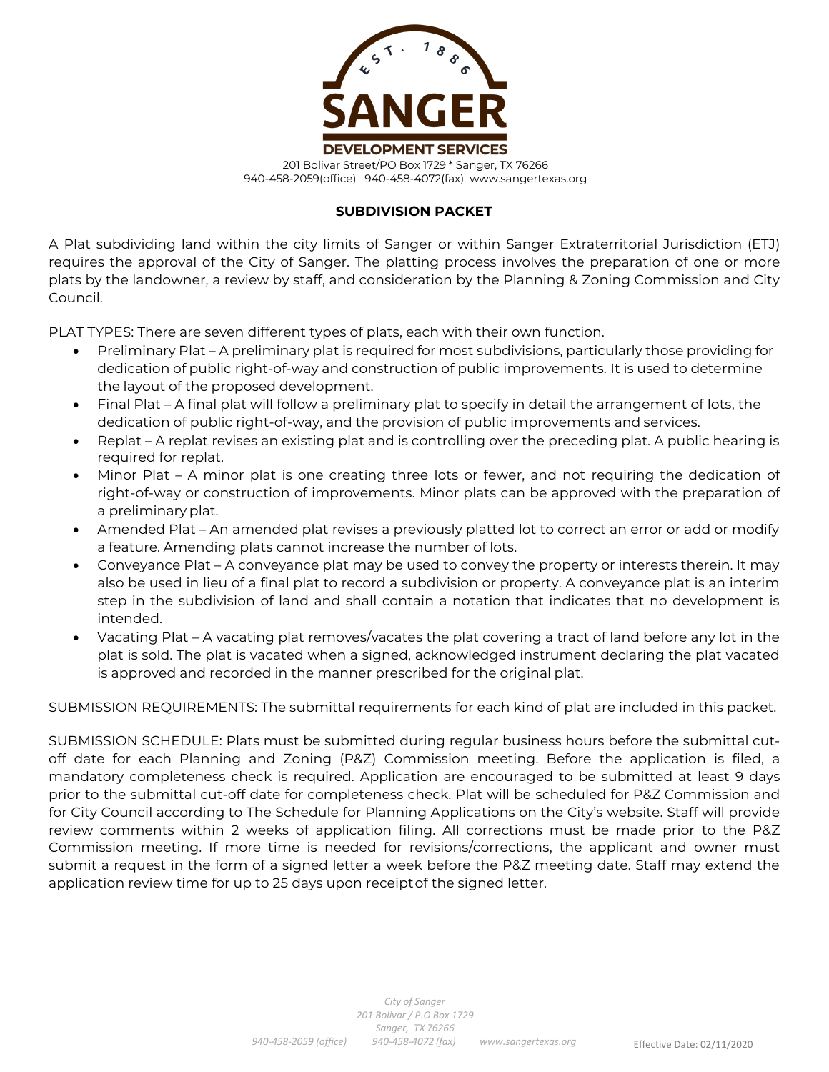SANGER DEVELOPMENT SERVICES

201 Bolivar Street/PO Box 1729 * Sanger, TX 76266
940-458-2059(office) 940-458-4072(fax) www.sangertexas.org

## SUBDIVISION PACKET

A Plat subdividing land within the city limits of Sanger or within Sanger Extraterritorial Jurisdiction (ETJ) requires the approval of the City of Sanger. The platting process involves the preparation of one or more plats by the landowner, a review by staff, and consideration by the Planning & Zoning Commission and City Council.

PLAT TYPES: There are seven different types of plats, each with their own function.

- Preliminary Plat – A preliminary plat is required for most subdivisions, particularly those providing for dedication of public right-of-way and construction of public improvements. It is used to determine the layout of the proposed development.
- Final Plat – A final plat will follow a preliminary plat to specify in detail the arrangement of lots, the dedication of public right-of-way, and the provision of public improvements and services.
- Replat – A replat revises an existing plat and is controlling over the preceding plat. A public hearing is required for replat.
- Minor Plat – A minor plat is one creating three lots or fewer, and not requiring the dedication of right-of-way or construction of improvements. Minor plats can be approved with the preparation of a preliminary plat.
- Amended Plat – An amended plat revises a previously platted lot to correct an error or add or modify a feature. Amending plats cannot increase the number of lots.
- Conveyance Plat – A conveyance plat may be used to convey the property or interests therein. It may also be used in lieu of a final plat to record a subdivision or property. A conveyance plat is an interim step in the subdivision of land and shall contain a notation that indicates that no development is intended.
- Vacating Plat – A vacating plat removes/vacates the plat covering a tract of land before any lot in the plat is sold. The plat is vacated when a signed, acknowledged instrument declaring the plat vacated is approved and recorded in the manner prescribed for the original plat.

SUBMISSION REQUIREMENTS: The submittal requirements for each kind of plat are included in this packet.

SUBMISSION SCHEDULE: Plats must be submitted during regular business hours before the submittal cut-off date for each Planning and Zoning (P&Z) Commission meeting. Before the application is filed, a mandatory completeness check is required. Application are encouraged to be submitted at least 9 days prior to the submittal cut-off date for completeness check. Plat will be scheduled for P&Z Commission and for City Council according to The Schedule for Planning Applications on the City's website. Staff will provide review comments within 2 weeks of application filing. All corrections must be made prior to the P&Z Commission meeting. If more time is needed for revisions/corrections, the applicant and owner must submit a request in the form of a signed letter a week before the P&Z meeting date. Staff may extend the application review time for up to 25 days upon receipt of the signed letter.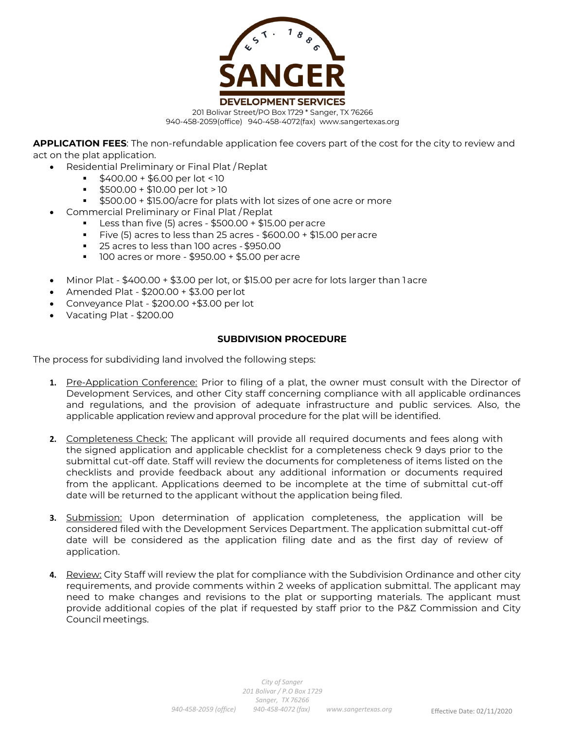SANGER
DEVELOPMENT SERVICES
201 Bolivar Street/PO Box 1729 * Sanger, TX 76266
940-458-2059(office) 940-458-4072(fax) www.sangertexas.org

**APPLICATION FEES**: The non-refundable application fee covers part of the cost for the city to review and act on the plat application.

- Residential Preliminary or Final Plat / Replat
  - $400.00 + $6.00 per lot < 10
  - $500.00 + $10.00 per lot > 10
  - $500.00 + $15.00/acre for plats with lot sizes of one acre or more
- Commercial Preliminary or Final Plat / Replat
  - Less than five (5) acres - $500.00 + $15.00 per acre
  - Five (5) acres to less than 25 acres - $600.00 + $15.00 per acre
  - 25 acres to less than 100 acres - $950.00
  - 100 acres or more - $950.00 + $5.00 per acre
- Minor Plat - $400.00 + $3.00 per lot, or $15.00 per acre for lots larger than 1 acre
- Amended Plat - $200.00 + $3.00 per lot
- Conveyance Plat - $200.00 +$3.00 per lot
- Vacating Plat - $200.00

## SUBDIVISION PROCEDURE

The process for subdividing land involved the following steps:

1. Pre-Application Conference: Prior to filing of a plat, the owner must consult with the Director of Development Services, and other City staff concerning compliance with all applicable ordinances and regulations, and the provision of adequate infrastructure and public services. Also, the applicable application review and approval procedure for the plat will be identified.

2. Completeness Check: The applicant will provide all required documents and fees along with the signed application and applicable checklist for a completeness check 9 days prior to the submittal cut-off date. Staff will review the documents for completeness of items listed on the checklists and provide feedback about any additional information or documents required from the applicant. Applications deemed to be incomplete at the time of submittal cut-off date will be returned to the applicant without the application being filed.

3. Submission: Upon determination of application completeness, the application will be considered filed with the Development Services Department. The application submittal cut-off date will be considered as the application filing date and as the first day of review of application.

4. Review: City Staff will review the plat for compliance with the Subdivision Ordinance and other city requirements, and provide comments within 2 weeks of application submittal. The applicant may need to make changes and revisions to the plat or supporting materials. The applicant must provide additional copies of the plat if requested by staff prior to the P&Z Commission and City Council meetings.

Effective Date: 02/11/2020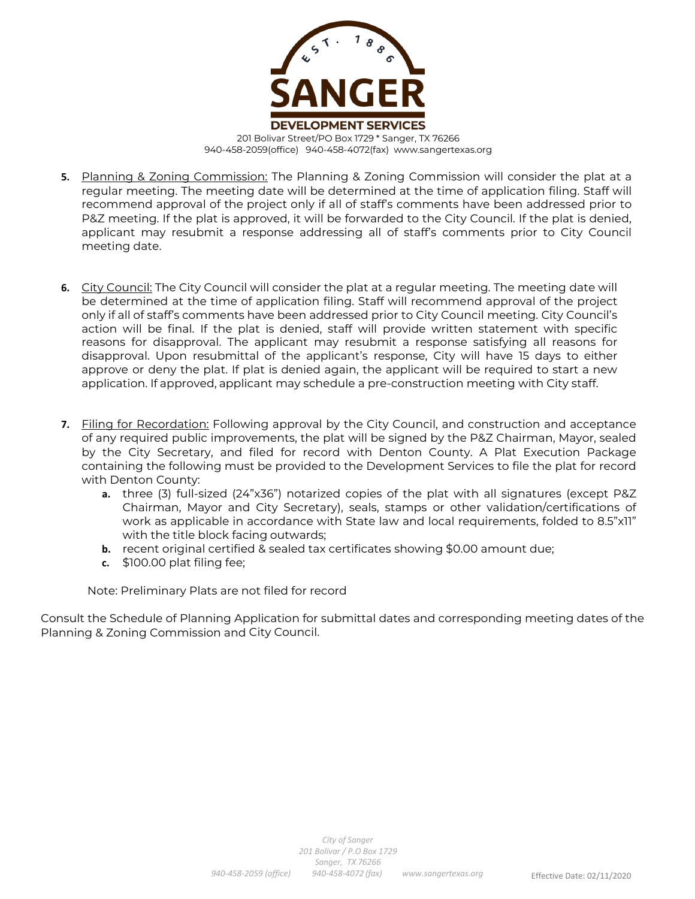5. <u>Planning & Zoning Commission:</u> The Planning & Zoning Commission will consider the plat at a regular meeting. The meeting date will be determined at the time of application filing. Staff will recommend approval of the project only if all of staff's comments have been addressed prior to P&Z meeting. If the plat is approved, it will be forwarded to the City Council. If the plat is denied, applicant may resubmit a response addressing all of staff's comments prior to City Council meeting date.

6. <u>City Council:</u> The City Council will consider the plat at a regular meeting. The meeting date will be determined at the time of application filing. Staff will recommend approval of the project only if all of staff's comments have been addressed prior to City Council meeting. City Council's action will be final. If the plat is denied, staff will provide written statement with specific reasons for disapproval. The applicant may resubmit a response satisfying all reasons for disapproval. Upon resubmittal of the applicant's response, City will have 15 days to either approve or deny the plat. If plat is denied again, the applicant will be required to start a new application. If approved, applicant may schedule a pre-construction meeting with City staff.

7. <u>Filing for Recordation:</u> Following approval by the City Council, and construction and acceptance of any required public improvements, the plat will be signed by the P&Z Chairman, Mayor, sealed by the City Secretary, and filed for record with Denton County. A Plat Execution Package containing the following must be provided to the Development Services to file the plat for record with Denton County:
   - **a.** three (3) full-sized (24"x36") notarized copies of the plat with all signatures (except P&Z Chairman, Mayor and City Secretary), seals, stamps or other validation/certifications of work as applicable in accordance with State law and local requirements, folded to 8.5"x11" with the title block facing outwards;
   - **b.** recent original certified & sealed tax certificates showing $0.00 amount due;
   - **c.** $100.00 plat filing fee;

   Note: Preliminary Plats are not filed for record

Consult the Schedule of Planning Application for submittal dates and corresponding meeting dates of the Planning & Zoning Commission and City Council.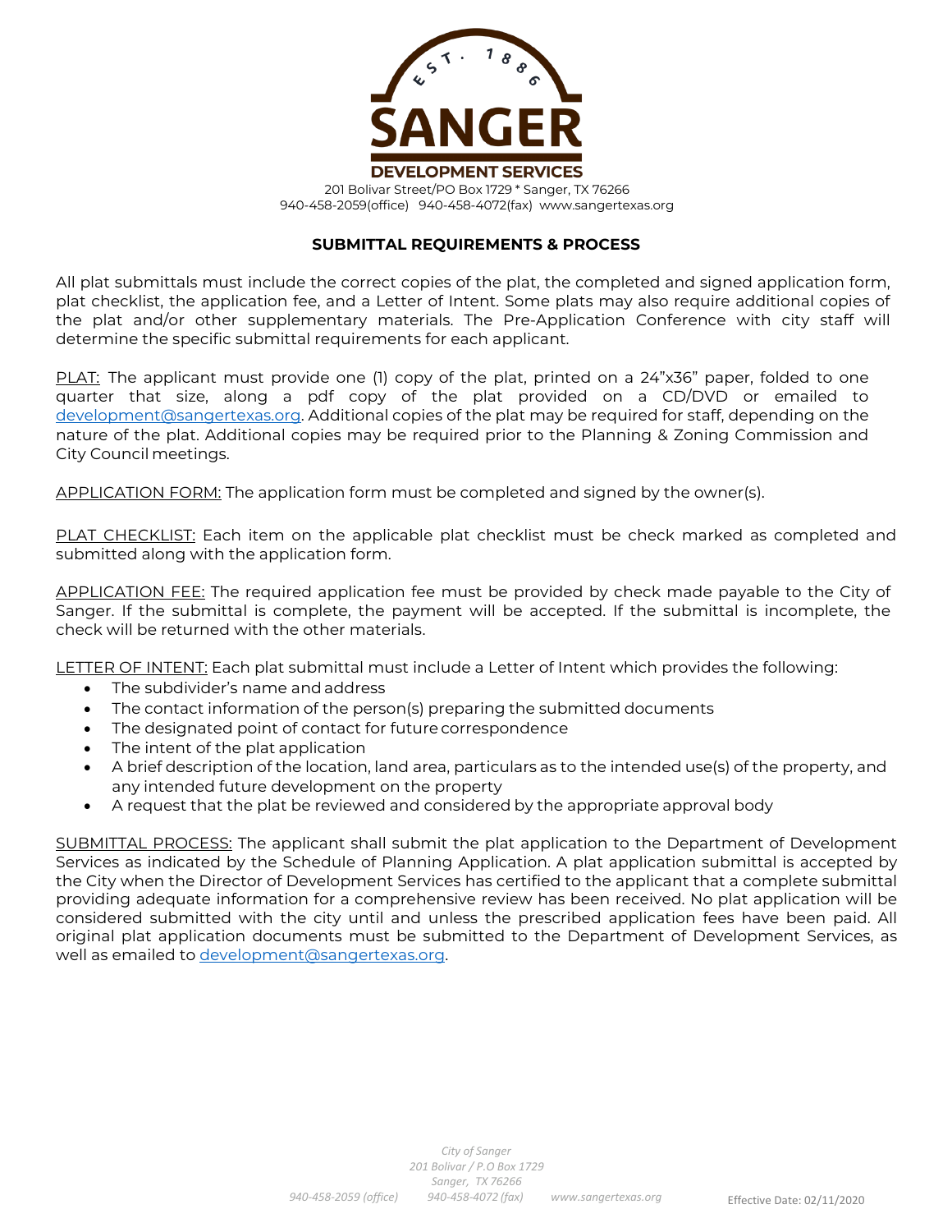SANGER DEVELOPMENT SERVICES

201 Bolivar Street/PO Box 1729 * Sanger, TX 76266
940-458-2059(office) 940-458-4072(fax) www.sangertexas.org

## SUBMITTAL REQUIREMENTS & PROCESS

All plat submittals must include the correct copies of the plat, the completed and signed application form, plat checklist, the application fee, and a Letter of Intent. Some plats may also require additional copies of the plat and/or other supplementary materials. The Pre-Application Conference with city staff will determine the specific submittal requirements for each applicant.

PLAT: The applicant must provide one (1) copy of the plat, printed on a 24"x36" paper, folded to one quarter that size, along a pdf copy of the plat provided on a CD/DVD or emailed to development@sangertexas.org. Additional copies of the plat may be required for staff, depending on the nature of the plat. Additional copies may be required prior to the Planning & Zoning Commission and City Council meetings.

APPLICATION FORM: The application form must be completed and signed by the owner(s).

PLAT CHECKLIST: Each item on the applicable plat checklist must be check marked as completed and submitted along with the application form.

APPLICATION FEE: The required application fee must be provided by check made payable to the City of Sanger. If the submittal is complete, the payment will be accepted. If the submittal is incomplete, the check will be returned with the other materials.

LETTER OF INTENT: Each plat submittal must include a Letter of Intent which provides the following:

- The subdivider's name and address
- The contact information of the person(s) preparing the submitted documents
- The designated point of contact for future correspondence
- The intent of the plat application
- A brief description of the location, land area, particulars as to the intended use(s) of the property, and any intended future development on the property
- A request that the plat be reviewed and considered by the appropriate approval body

SUBMITTAL PROCESS: The applicant shall submit the plat application to the Department of Development Services as indicated by the Schedule of Planning Application. A plat application submittal is accepted by the City when the Director of Development Services has certified to the applicant that a complete submittal providing adequate information for a comprehensive review has been received. No plat application will be considered submitted with the city until and unless the prescribed application fees have been paid. All original plat application documents must be submitted to the Department of Development Services, as well as emailed to development@sangertexas.org.

Effective Date: 02/11/2020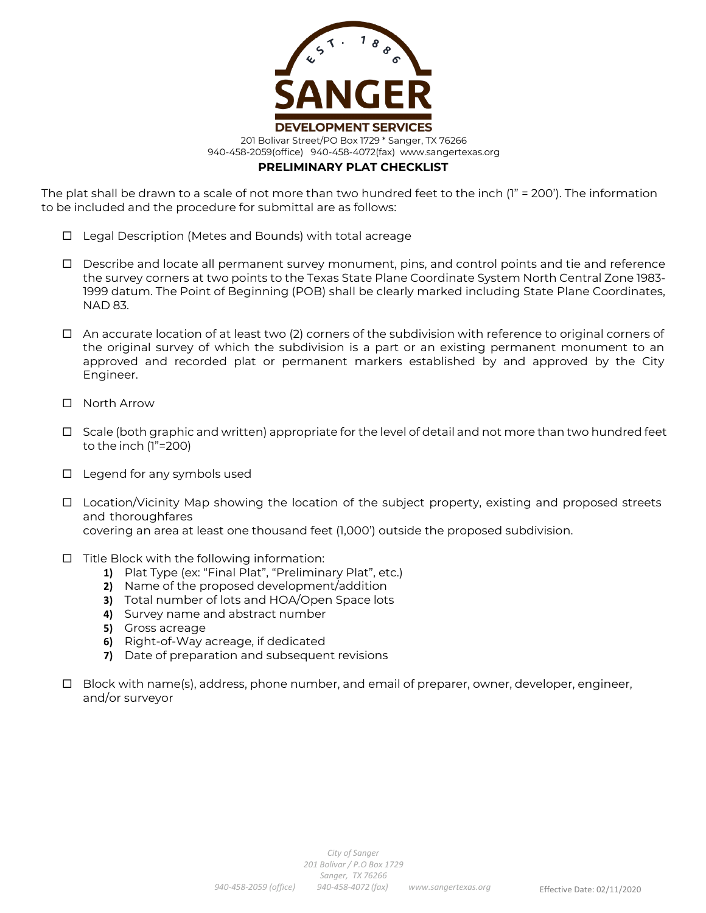SANGER

DEVELOPMENT SERVICES

201 Bolivar Street/PO Box 1729 * Sanger, TX 76266
940-458-2059(office) 940-458-4072(fax) www.sangertexas.org

# PRELIMINARY PLAT CHECKLIST

The plat shall be drawn to a scale of not more than two hundred feet to the inch (1" = 200'). The information to be included and the procedure for submittal are as follows:

- ☐ Legal Description (Metes and Bounds) with total acreage
- ☐ Describe and locate all permanent survey monument, pins, and control points and tie and reference the survey corners at two points to the Texas State Plane Coordinate System North Central Zone 1983-1999 datum. The Point of Beginning (POB) shall be clearly marked including State Plane Coordinates, NAD 83.
- ☐ An accurate location of at least two (2) corners of the subdivision with reference to original corners of the original survey of which the subdivision is a part or an existing permanent monument to an approved and recorded plat or permanent markers established by and approved by the City Engineer.
- ☐ North Arrow
- ☐ Scale (both graphic and written) appropriate for the level of detail and not more than two hundred feet to the inch (1"=200)
- ☐ Legend for any symbols used
- ☐ Location/Vicinity Map showing the location of the subject property, existing and proposed streets and thoroughfares
  covering an area at least one thousand feet (1,000') outside the proposed subdivision.
- ☐ Title Block with the following information:
  1) Plat Type (ex: "Final Plat", "Preliminary Plat", etc.)
  2) Name of the proposed development/addition
  3) Total number of lots and HOA/Open Space lots
  4) Survey name and abstract number
  5) Gross acreage
  6) Right-of-Way acreage, if dedicated
  7) Date of preparation and subsequent revisions
- ☐ Block with name(s), address, phone number, and email of preparer, owner, developer, engineer, and/or surveyor

Effective Date: 02/11/2020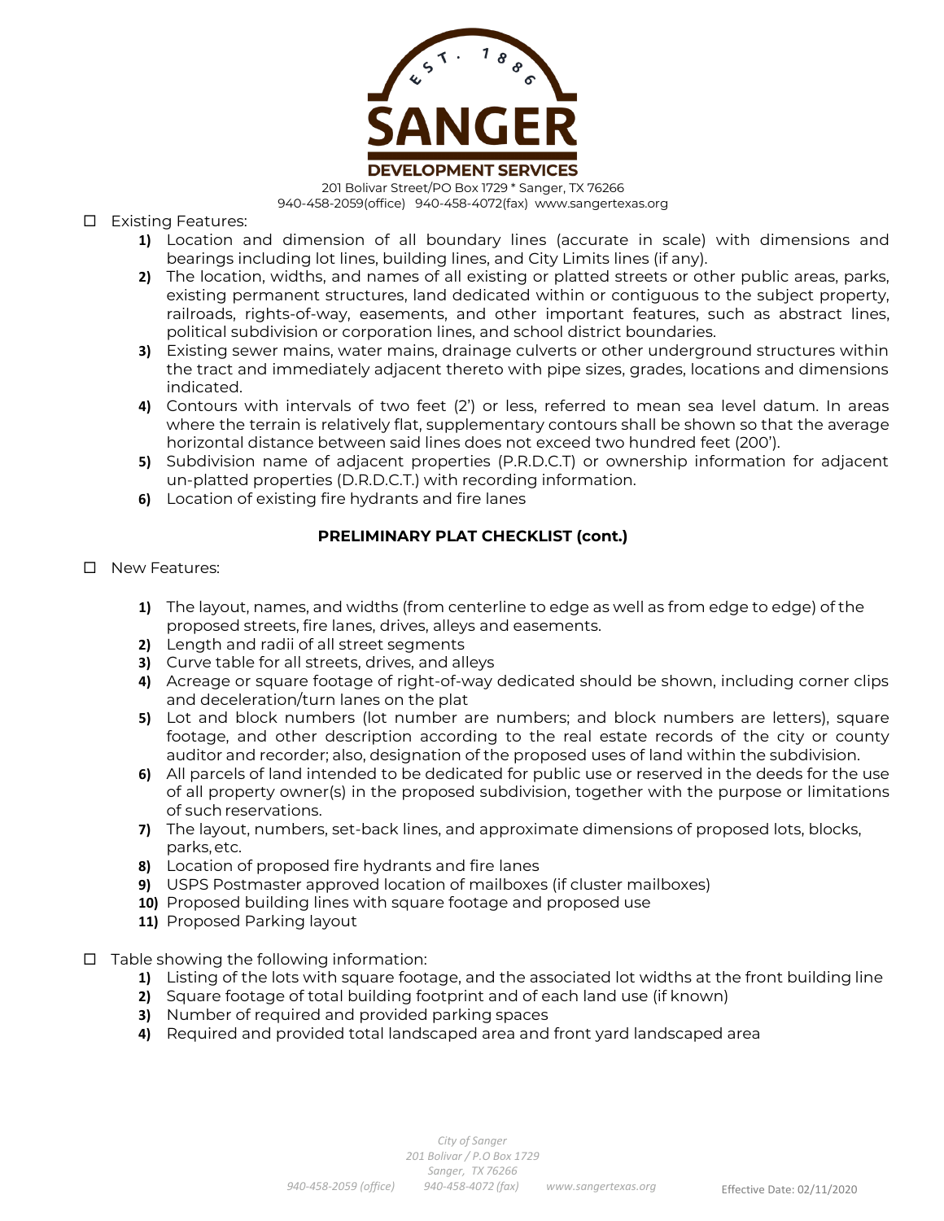☐ Existing Features:

1) Location and dimension of all boundary lines (accurate in scale) with dimensions and bearings including lot lines, building lines, and City Limits lines (if any).
2) The location, widths, and names of all existing or platted streets or other public areas, parks, existing permanent structures, land dedicated within or contiguous to the subject property, railroads, rights-of-way, easements, and other important features, such as abstract lines, political subdivision or corporation lines, and school district boundaries.
3) Existing sewer mains, water mains, drainage culverts or other underground structures within the tract and immediately adjacent thereto with pipe sizes, grades, locations and dimensions indicated.
4) Contours with intervals of two feet (2') or less, referred to mean sea level datum. In areas where the terrain is relatively flat, supplementary contours shall be shown so that the average horizontal distance between said lines does not exceed two hundred feet (200').
5) Subdivision name of adjacent properties (P.R.D.C.T) or ownership information for adjacent un-platted properties (D.R.D.C.T.) with recording information.
6) Location of existing fire hydrants and fire lanes

**PRELIMINARY PLAT CHECKLIST (cont.)**

☐ New Features:

1) The layout, names, and widths (from centerline to edge as well as from edge to edge) of the proposed streets, fire lanes, drives, alleys and easements.
2) Length and radii of all street segments
3) Curve table for all streets, drives, and alleys
4) Acreage or square footage of right-of-way dedicated should be shown, including corner clips and deceleration/turn lanes on the plat
5) Lot and block numbers (lot number are numbers; and block numbers are letters), square footage, and other description according to the real estate records of the city or county auditor and recorder; also, designation of the proposed uses of land within the subdivision.
6) All parcels of land intended to be dedicated for public use or reserved in the deeds for the use of all property owner(s) in the proposed subdivision, together with the purpose or limitations of such reservations.
7) The layout, numbers, set-back lines, and approximate dimensions of proposed lots, blocks, parks, etc.
8) Location of proposed fire hydrants and fire lanes
9) USPS Postmaster approved location of mailboxes (if cluster mailboxes)
10) Proposed building lines with square footage and proposed use
11) Proposed Parking layout

☐ Table showing the following information:

1) Listing of the lots with square footage, and the associated lot widths at the front building line
2) Square footage of total building footprint and of each land use (if known)
3) Number of required and provided parking spaces
4) Required and provided total landscaped area and front yard landscaped area

Effective Date: 02/11/2020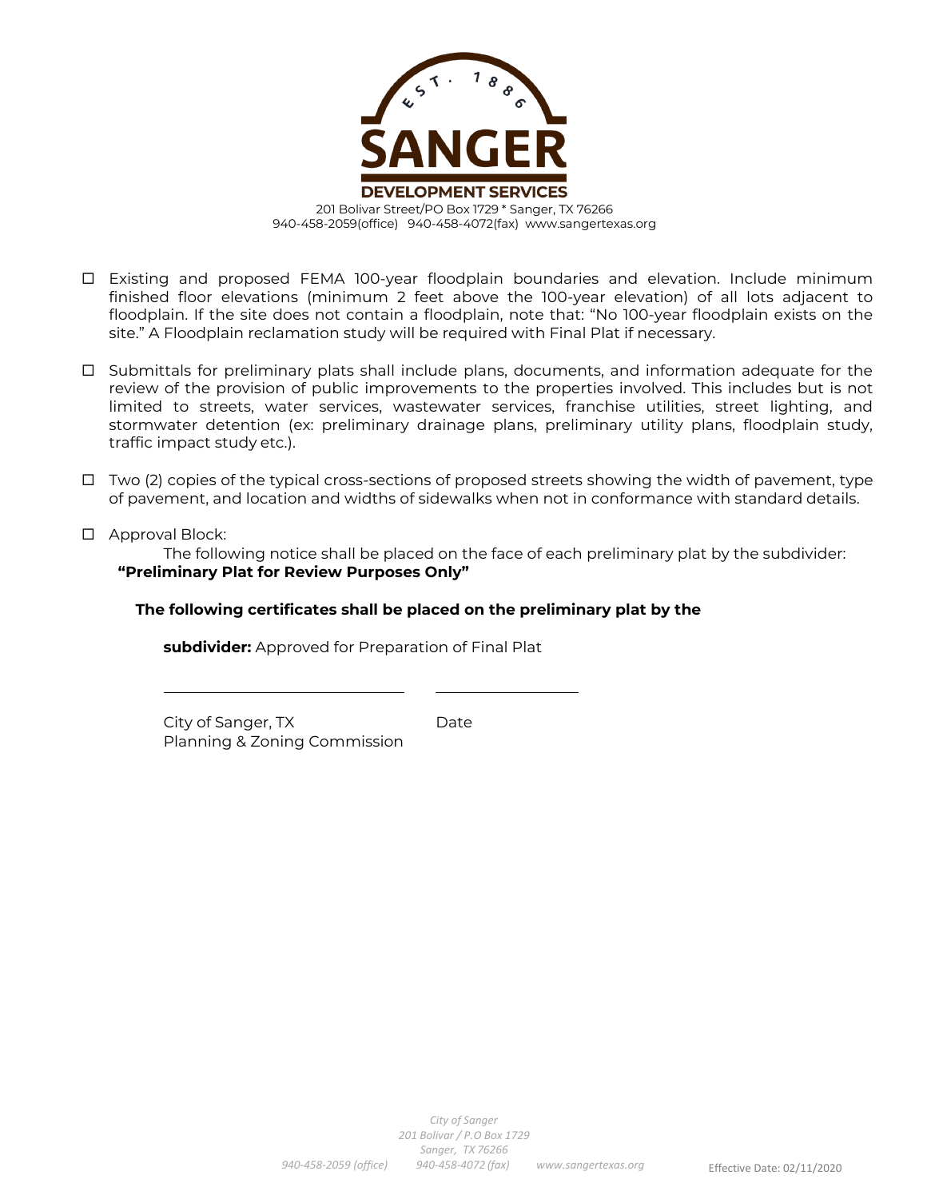- ☐ Existing and proposed FEMA 100-year floodplain boundaries and elevation. Include minimum finished floor elevations (minimum 2 feet above the 100-year elevation) of all lots adjacent to floodplain. If the site does not contain a floodplain, note that: "No 100-year floodplain exists on the site." A Floodplain reclamation study will be required with Final Plat if necessary.

- ☐ Submittals for preliminary plats shall include plans, documents, and information adequate for the review of the provision of public improvements to the properties involved. This includes but is not limited to streets, water services, wastewater services, franchise utilities, street lighting, and stormwater detention (ex: preliminary drainage plans, preliminary utility plans, floodplain study, traffic impact study etc.).

- ☐ Two (2) copies of the typical cross-sections of proposed streets showing the width of pavement, type of pavement, and location and widths of sidewalks when not in conformance with standard details.

- ☐ Approval Block:

  The following notice shall be placed on the face of each preliminary plat by the subdivider:
  **"Preliminary Plat for Review Purposes Only"**

  **The following certificates shall be placed on the preliminary plat by the subdivider:** Approved for Preparation of Final Plat

  \_\_\_\_\_\_\_\_\_\_\_\_\_\_\_\_\_\_\_\_\_\_\_\_\_\_\_\_ \_\_\_\_\_\_\_\_\_\_\_\_\_\_\_\_\_\_

  City of Sanger, TX Planning & Zoning Commission — Date

Effective Date: 02/11/2020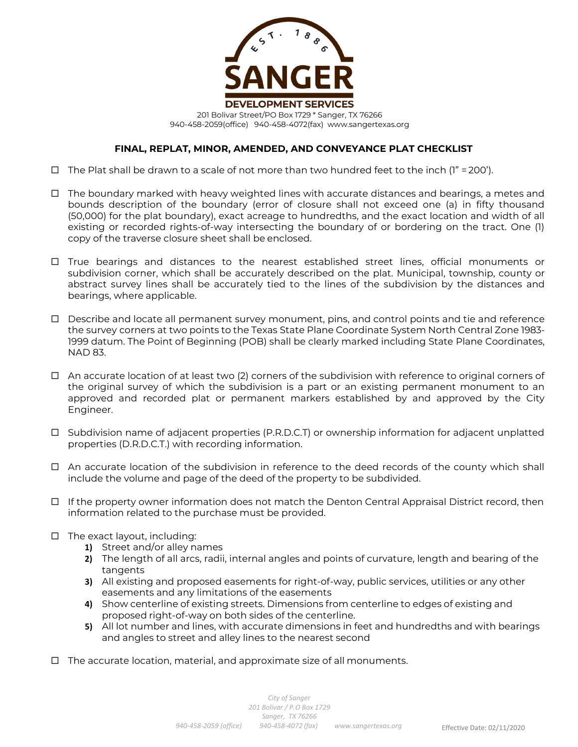SANGER DEVELOPMENT SERVICES

201 Bolivar Street/PO Box 1729 * Sanger, TX 76266
940-458-2059(office) 940-458-4072(fax) www.sangertexas.org

## FINAL, REPLAT, MINOR, AMENDED, AND CONVEYANCE PLAT CHECKLIST

- ☐ The Plat shall be drawn to a scale of not more than two hundred feet to the inch (1" = 200').
- ☐ The boundary marked with heavy weighted lines with accurate distances and bearings, a metes and bounds description of the boundary (error of closure shall not exceed one (a) in fifty thousand (50,000) for the plat boundary), exact acreage to hundredths, and the exact location and width of all existing or recorded rights-of-way intersecting the boundary of or bordering on the tract. One (1) copy of the traverse closure sheet shall be enclosed.
- ☐ True bearings and distances to the nearest established street lines, official monuments or subdivision corner, which shall be accurately described on the plat. Municipal, township, county or abstract survey lines shall be accurately tied to the lines of the subdivision by the distances and bearings, where applicable.
- ☐ Describe and locate all permanent survey monument, pins, and control points and tie and reference the survey corners at two points to the Texas State Plane Coordinate System North Central Zone 1983-1999 datum. The Point of Beginning (POB) shall be clearly marked including State Plane Coordinates, NAD 83.
- ☐ An accurate location of at least two (2) corners of the subdivision with reference to original corners of the original survey of which the subdivision is a part or an existing permanent monument to an approved and recorded plat or permanent markers established by and approved by the City Engineer.
- ☐ Subdivision name of adjacent properties (P.R.D.C.T) or ownership information for adjacent unplatted properties (D.R.D.C.T.) with recording information.
- ☐ An accurate location of the subdivision in reference to the deed records of the county which shall include the volume and page of the deed of the property to be subdivided.
- ☐ If the property owner information does not match the Denton Central Appraisal District record, then information related to the purchase must be provided.
- ☐ The exact layout, including:
  1. Street and/or alley names
  2. The length of all arcs, radii, internal angles and points of curvature, length and bearing of the tangents
  3. All existing and proposed easements for right-of-way, public services, utilities or any other easements and any limitations of the easements
  4. Show centerline of existing streets. Dimensions from centerline to edges of existing and proposed right-of-way on both sides of the centerline.
  5. All lot number and lines, with accurate dimensions in feet and hundredths and with bearings and angles to street and alley lines to the nearest second
- ☐ The accurate location, material, and approximate size of all monuments.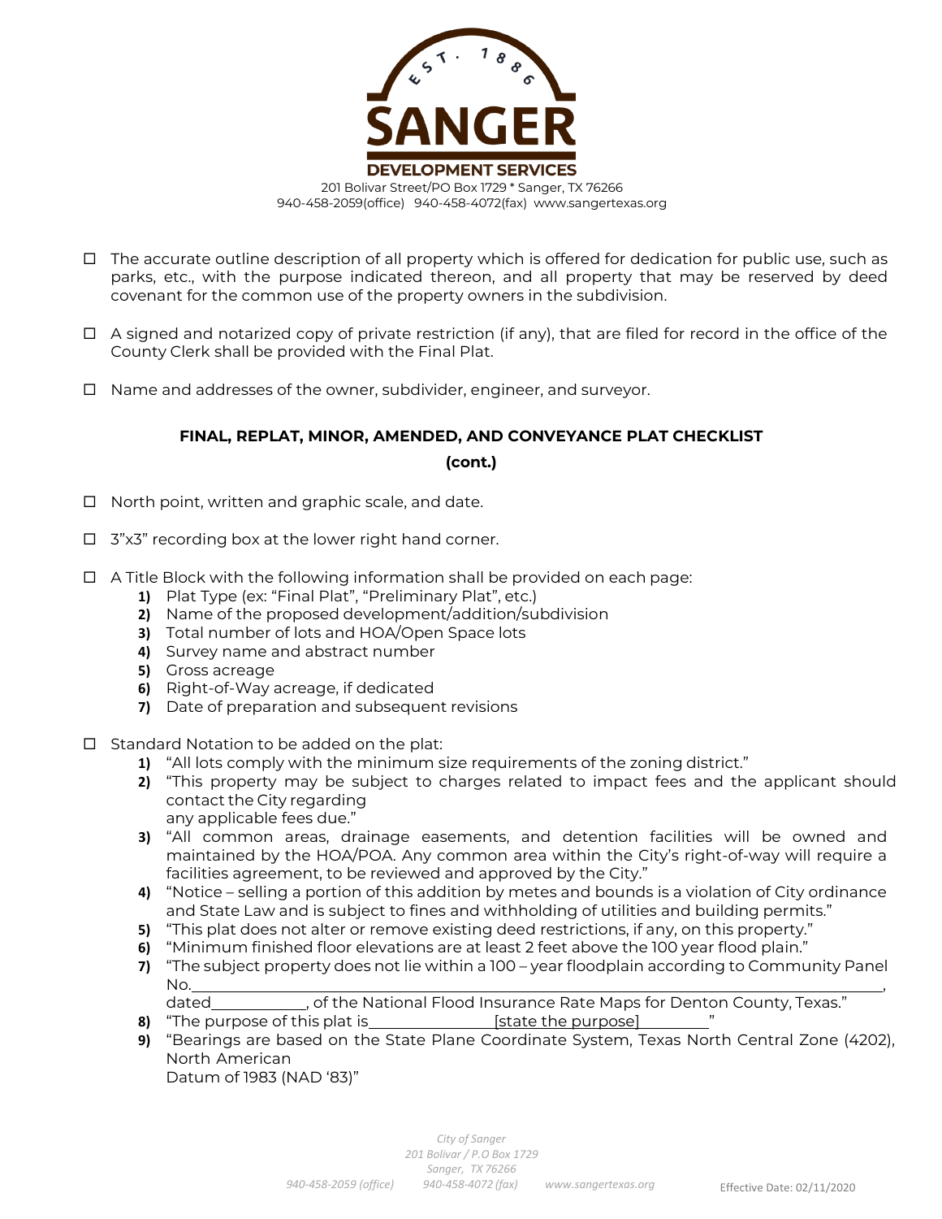- ☐ The accurate outline description of all property which is offered for dedication for public use, such as parks, etc., with the purpose indicated thereon, and all property that may be reserved by deed covenant for the common use of the property owners in the subdivision.

- ☐ A signed and notarized copy of private restriction (if any), that are filed for record in the office of the County Clerk shall be provided with the Final Plat.

- ☐ Name and addresses of the owner, subdivider, engineer, and surveyor.

**FINAL, REPLAT, MINOR, AMENDED, AND CONVEYANCE PLAT CHECKLIST**

**(cont.)**

- ☐ North point, written and graphic scale, and date.

- ☐ 3"x3" recording box at the lower right hand corner.

- ☐ A Title Block with the following information shall be provided on each page:
  1) Plat Type (ex: "Final Plat", "Preliminary Plat", etc.)
  2) Name of the proposed development/addition/subdivision
  3) Total number of lots and HOA/Open Space lots
  4) Survey name and abstract number
  5) Gross acreage
  6) Right-of-Way acreage, if dedicated
  7) Date of preparation and subsequent revisions

- ☐ Standard Notation to be added on the plat:
  1) "All lots comply with the minimum size requirements of the zoning district."
  2) "This property may be subject to charges related to impact fees and the applicant should contact the City regarding any applicable fees due."
  3) "All common areas, drainage easements, and detention facilities will be owned and maintained by the HOA/POA. Any common area within the City's right-of-way will require a facilities agreement, to be reviewed and approved by the City."
  4) "Notice – selling a portion of this addition by metes and bounds is a violation of City ordinance and State Law and is subject to fines and withholding of utilities and building permits."
  5) "This plat does not alter or remove existing deed restrictions, if any, on this property."
  6) "Minimum finished floor elevations are at least 2 feet above the 100 year flood plain."
  7) "The subject property does not lie within a 100 – year floodplain according to Community Panel No.________________________________, dated____________, of the National Flood Insurance Rate Maps for Denton County, Texas."
  8) "The purpose of this plat is_______________[state the purpose]_________"
  9) "Bearings are based on the State Plane Coordinate System, Texas North Central Zone (4202), North American Datum of 1983 (NAD '83)"

Effective Date: 02/11/2020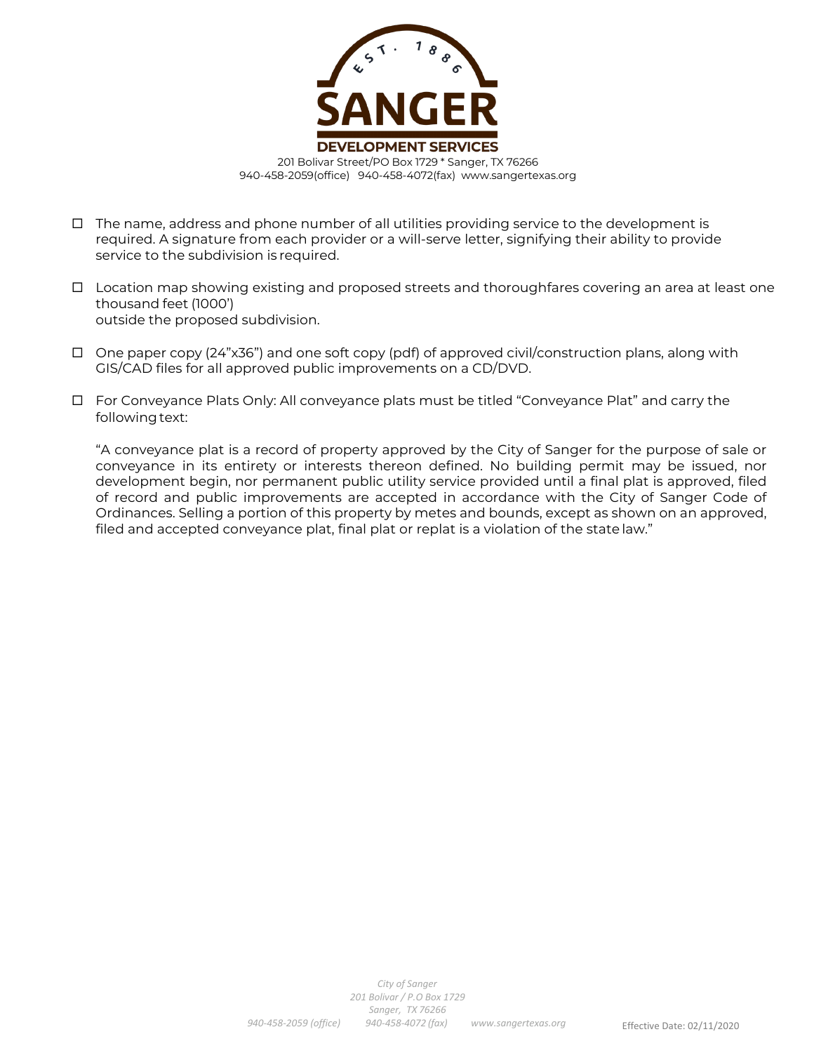- ☐ The name, address and phone number of all utilities providing service to the development is required. A signature from each provider or a will-serve letter, signifying their ability to provide service to the subdivision is required.

- ☐ Location map showing existing and proposed streets and thoroughfares covering an area at least one thousand feet (1000') outside the proposed subdivision.

- ☐ One paper copy (24"x36") and one soft copy (pdf) of approved civil/construction plans, along with GIS/CAD files for all approved public improvements on a CD/DVD.

- ☐ For Conveyance Plats Only: All conveyance plats must be titled "Conveyance Plat" and carry the following text:

  "A conveyance plat is a record of property approved by the City of Sanger for the purpose of sale or conveyance in its entirety or interests thereon defined. No building permit may be issued, nor development begin, nor permanent public utility service provided until a final plat is approved, filed of record and public improvements are accepted in accordance with the City of Sanger Code of Ordinances. Selling a portion of this property by metes and bounds, except as shown on an approved, filed and accepted conveyance plat, final plat or replat is a violation of the state law."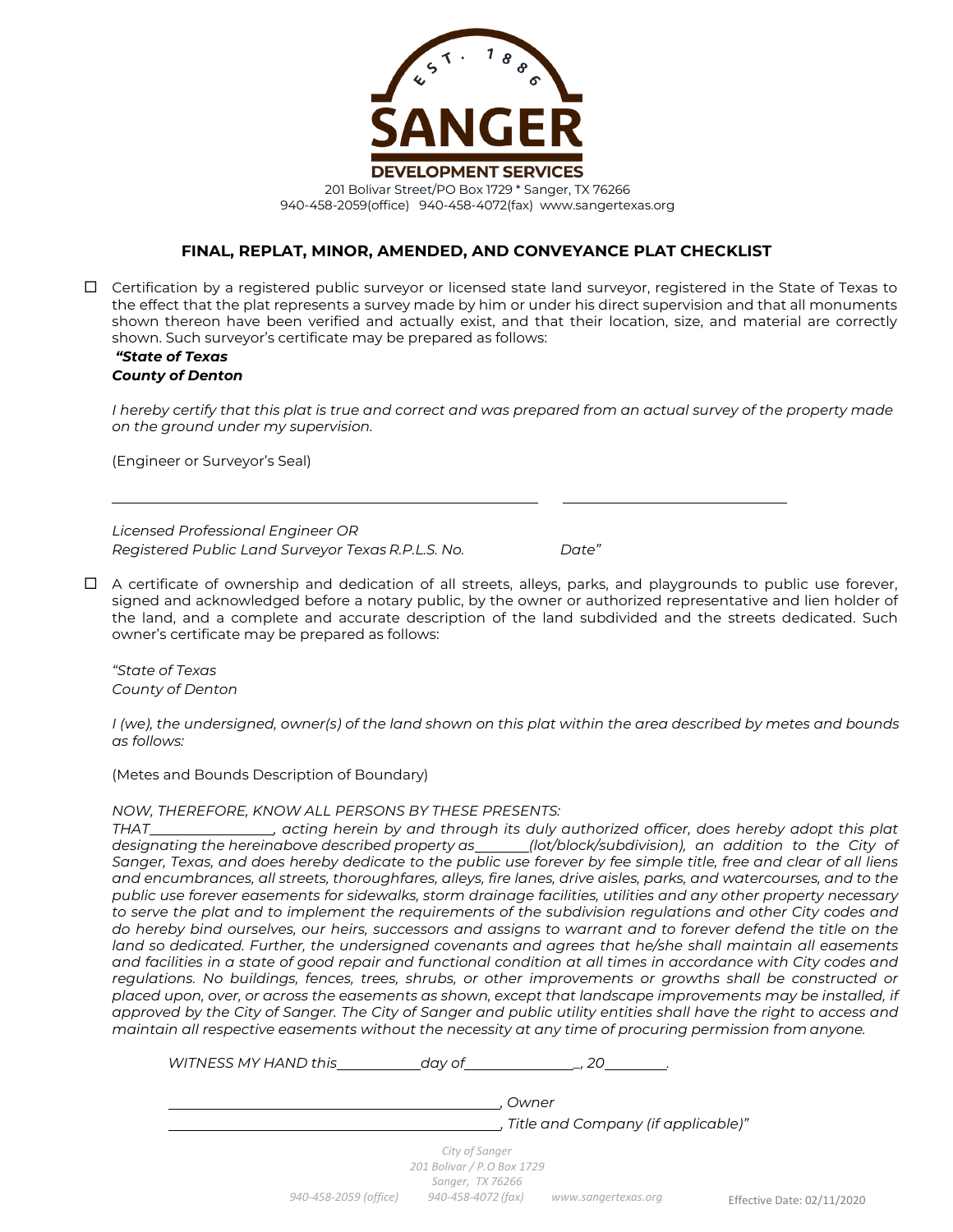SANGER DEVELOPMENT SERVICES

201 Bolivar Street/PO Box 1729 * Sanger, TX 76266
940-458-2059(office) 940-458-4072(fax) www.sangertexas.org

## FINAL, REPLAT, MINOR, AMENDED, AND CONVEYANCE PLAT CHECKLIST

☐ Certification by a registered public surveyor or licensed state land surveyor, registered in the State of Texas to the effect that the plat represents a survey made by him or under his direct supervision and that all monuments shown thereon have been verified and actually exist, and that their location, size, and material are correctly shown. Such surveyor's certificate may be prepared as follows:

***"State of Texas***
***County of Denton***

*I hereby certify that this plat is true and correct and was prepared from an actual survey of the property made on the ground under my supervision.*

(Engineer or Surveyor's Seal)

\_\_\_\_\_\_\_\_\_\_\_\_\_\_\_\_\_\_\_\_\_\_\_\_\_\_\_\_\_\_\_\_\_\_\_\_\_\_\_\_ \_\_\_\_\_\_\_\_\_\_\_\_\_\_\_\_\_\_\_\_\_\_

*Licensed Professional Engineer OR*
*Registered Public Land Surveyor Texas R.P.L.S. No. Date"*

☐ A certificate of ownership and dedication of all streets, alleys, parks, and playgrounds to public use forever, signed and acknowledged before a notary public, by the owner or authorized representative and lien holder of the land, and a complete and accurate description of the land subdivided and the streets dedicated. Such owner's certificate may be prepared as follows:

*"State of Texas*
*County of Denton*

*I (we), the undersigned, owner(s) of the land shown on this plat within the area described by metes and bounds as follows:*

(Metes and Bounds Description of Boundary)

*NOW, THEREFORE, KNOW ALL PERSONS BY THESE PRESENTS:*
*THAT\_\_\_\_\_\_\_\_\_\_\_\_\_\_, acting herein by and through its duly authorized officer, does hereby adopt this plat designating the hereinabove described property as\_\_\_\_\_\_\_(lot/block/subdivision), an addition to the City of Sanger, Texas, and does hereby dedicate to the public use forever by fee simple title, free and clear of all liens and encumbrances, all streets, thoroughfares, alleys, fire lanes, drive aisles, parks, and watercourses, and to the public use forever easements for sidewalks, storm drainage facilities, utilities and any other property necessary to serve the plat and to implement the requirements of the subdivision regulations and other City codes and do hereby bind ourselves, our heirs, successors and assigns to warrant and to forever defend the title on the land so dedicated. Further, the undersigned covenants and agrees that he/she shall maintain all easements and facilities in a state of good repair and functional condition at all times in accordance with City codes and regulations. No buildings, fences, trees, shrubs, or other improvements or growths shall be constructed or placed upon, over, or across the easements as shown, except that landscape improvements may be installed, if approved by the City of Sanger. The City of Sanger and public utility entities shall have the right to access and maintain all respective easements without the necessity at any time of procuring permission from anyone.*

*WITNESS MY HAND this\_\_\_\_\_\_\_\_\_day of\_\_\_\_\_\_\_\_\_\_\_\_\_, 20\_\_\_\_\_\_.*

\_\_\_\_\_\_\_\_\_\_\_\_\_\_\_\_\_\_\_\_\_\_\_\_\_\_\_\_\_\_\_\_\_\_\_\_*, Owner*
\_\_\_\_\_\_\_\_\_\_\_\_\_\_\_\_\_\_\_\_\_\_\_\_\_\_\_\_\_\_\_\_\_\_\_\_*, Title and Company (if applicable)"*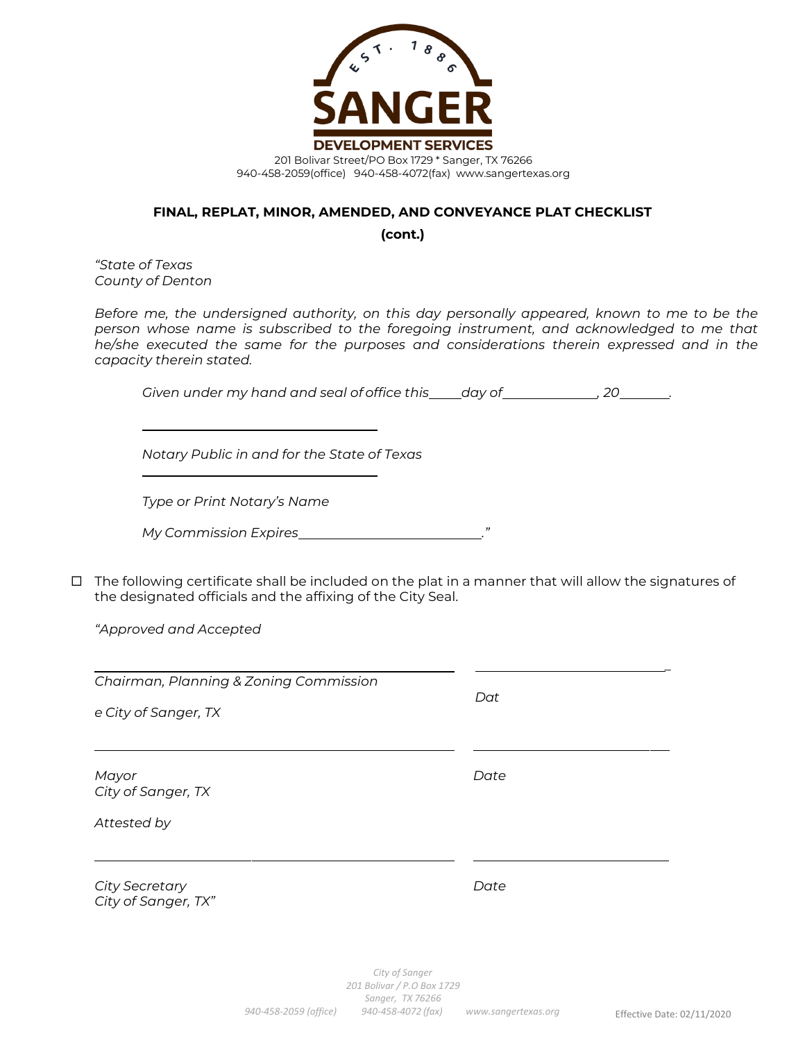SANGER DEVELOPMENT SERVICES

201 Bolivar Street/PO Box 1729 * Sanger, TX 76266
940-458-2059(office) 940-458-4072(fax) www.sangertexas.org

**FINAL, REPLAT, MINOR, AMENDED, AND CONVEYANCE PLAT CHECKLIST**

**(cont.)**

*"State of Texas*
*County of Denton*

*Before me, the undersigned authority, on this day personally appeared, known to me to be the person whose name is subscribed to the foregoing instrument, and acknowledged to me that he/she executed the same for the purposes and considerations therein expressed and in the capacity therein stated.*

*Given under my hand and seal of office this\_\_\_\_\_day of\_\_\_\_\_\_\_\_\_\_\_\_\_\_, 20\_\_\_\_\_\_\_\_.*

\_\_\_\_\_\_\_\_\_\_\_\_\_\_\_\_\_\_\_\_\_\_\_\_\_\_\_\_\_\_\_\_\_\_

*Notary Public in and for the State of Texas*

\_\_\_\_\_\_\_\_\_\_\_\_\_\_\_\_\_\_\_\_\_\_\_\_\_\_\_\_\_\_\_\_\_\_

*Type or Print Notary's Name*

*My Commission Expires\_\_\_\_\_\_\_\_\_\_\_\_\_\_\_\_\_\_\_\_\_\_\_\_\_\_\_."*

- ☐ The following certificate shall be included on the plat in a manner that will allow the signatures of the designated officials and the affixing of the City Seal.

*"Approved and Accepted*

\_\_\_\_\_\_\_\_\_\_\_\_\_\_\_\_\_\_\_\_\_\_\_\_\_\_\_\_\_\_\_\_\_\_\_\_\_\_\_\_\_\_\_\_\_\_\_\_\_\_\_ \_\_\_\_\_\_\_\_\_\_\_\_\_\_\_\_\_\_\_\_\_\_\_\_\_\_\_\_

*Chairman, Planning & Zoning Commission* *Dat*

*e City of Sanger, TX*

\_\_\_\_\_\_\_\_\_\_\_\_\_\_\_\_\_\_\_\_\_\_\_\_\_\_\_\_\_\_\_\_\_\_\_\_\_\_\_\_\_\_\_\_\_\_\_\_\_\_\_ \_\_\_\_\_\_\_\_\_\_\_\_\_\_\_\_\_\_\_\_\_\_\_\_\_\_\_\_

*Mayor* *Date*
*City of Sanger, TX*

*Attested by*

\_\_\_\_\_\_\_\_\_\_\_\_\_\_\_\_\_\_\_\_\_\_\_\_\_\_\_\_\_\_\_\_\_\_\_\_\_\_\_\_\_\_\_\_\_\_\_\_\_\_\_ \_\_\_\_\_\_\_\_\_\_\_\_\_\_\_\_\_\_\_\_\_\_\_\_\_\_\_\_

*City Secretary* *Date*
*City of Sanger, TX"*

Effective Date: 02/11/2020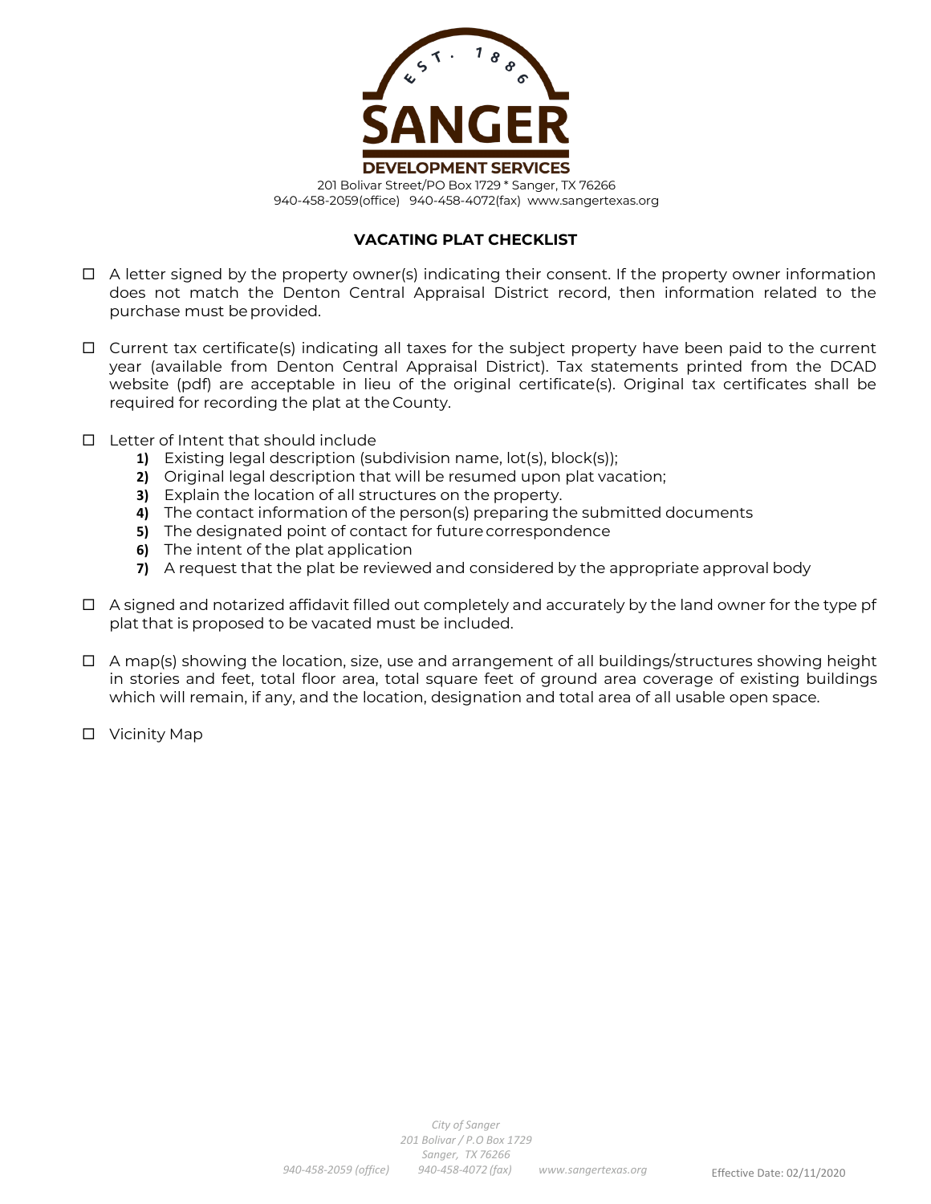SANGER

DEVELOPMENT SERVICES

201 Bolivar Street/PO Box 1729 * Sanger, TX 76266
940-458-2059(office) 940-458-4072(fax) www.sangertexas.org

## VACATING PLAT CHECKLIST

- ☐ A letter signed by the property owner(s) indicating their consent. If the property owner information does not match the Denton Central Appraisal District record, then information related to the purchase must be provided.

- ☐ Current tax certificate(s) indicating all taxes for the subject property have been paid to the current year (available from Denton Central Appraisal District). Tax statements printed from the DCAD website (pdf) are acceptable in lieu of the original certificate(s). Original tax certificates shall be required for recording the plat at the County.

- ☐ Letter of Intent that should include
  1) Existing legal description (subdivision name, lot(s), block(s));
  2) Original legal description that will be resumed upon plat vacation;
  3) Explain the location of all structures on the property.
  4) The contact information of the person(s) preparing the submitted documents
  5) The designated point of contact for future correspondence
  6) The intent of the plat application
  7) A request that the plat be reviewed and considered by the appropriate approval body

- ☐ A signed and notarized affidavit filled out completely and accurately by the land owner for the type pf plat that is proposed to be vacated must be included.

- ☐ A map(s) showing the location, size, use and arrangement of all buildings/structures showing height in stories and feet, total floor area, total square feet of ground area coverage of existing buildings which will remain, if any, and the location, designation and total area of all usable open space.

- ☐ Vicinity Map

*City of Sanger*
*201 Bolivar / P.O Box 1729*
*Sanger, TX 76266*
*940-458-2059 (office) 940-458-4072 (fax) www.sangertexas.org*

Effective Date: 02/11/2020